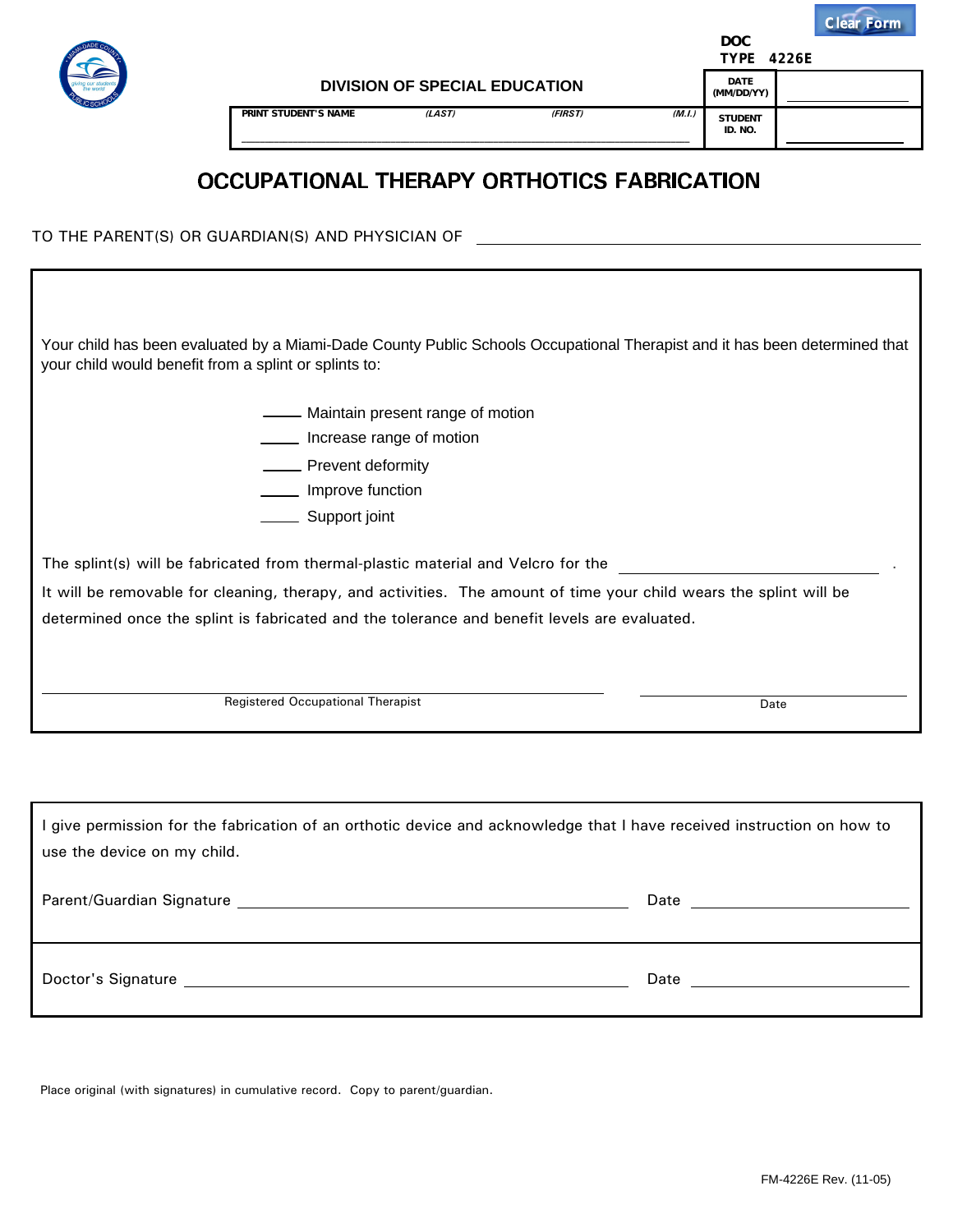DOC TYPE 4226E

DIVISION OF SPECIAL EDUCATION

| PRINT STUDENT'S NAME (LAST) (FIRST) (M.I.) | DATE (MM/DD/YY) | |
|---|---|---|
| | STUDENT ID. NO. | |

# OCCUPATIONAL THERAPY ORTHOTICS FABRICATION

TO THE PARENT(S) OR GUARDIAN(S) AND PHYSICIAN OF ______________________________

Your child has been evaluated by a Miami-Dade County Public Schools Occupational Therapist and it has been determined that your child would benefit from a splint or splints to:

- ____ Maintain present range of motion
- ____ Increase range of motion
- ____ Prevent deformity
- ____ Improve function
- ____ Support joint

The splint(s) will be fabricated from thermal-plastic material and Velcro for the ______________________________ .
It will be removable for cleaning, therapy, and activities. The amount of time your child wears the splint will be determined once the splint is fabricated and the tolerance and benefit levels are evaluated.

______________________________ Registered Occupational Therapist ______________ Date

I give permission for the fabrication of an orthotic device and acknowledge that I have received instruction on how to use the device on my child.

Parent/Guardian Signature ______________________________ Date ______________

Doctor's Signature ______________________________ Date ______________

Place original (with signatures) in cumulative record. Copy to parent/guardian.

FM-4226E Rev. (11-05)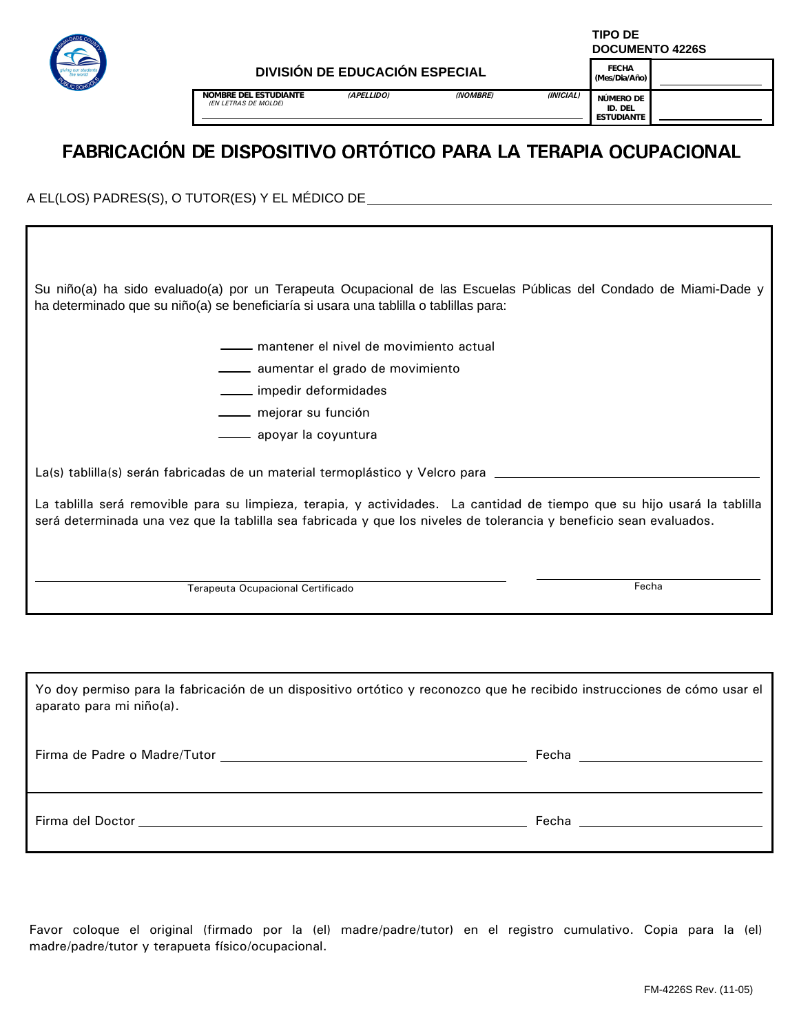TIPO DE DOCUMENTO 4226S

DIVISIÓN DE EDUCACIÓN ESPECIAL

| NOMBRE DEL ESTUDIANTE *(EN LETRAS DE MOLDE)* | *(APELLIDO)* | *(NOMBRE)* | *(INICIAL)* | FECHA (Mes/Día/Año) | |
|---|---|---|---|---|---|
| | | | | NÚMERO DE ID. DEL ESTUDIANTE | |

# FABRICACIÓN DE DISPOSITIVO ORTÓTICO PARA LA TERAPIA OCUPACIONAL

A EL(LOS) PADRES(S), O TUTOR(ES) Y EL MÉDICO DE ______________________________

Su niño(a) ha sido evaluado(a) por un Terapeuta Ocupacional de las Escuelas Públicas del Condado de Miami-Dade y ha determinado que su niño(a) se beneficiaría si usara una tablilla o tablillas para:

- ____ mantener el nivel de movimiento actual
- ____ aumentar el grado de movimiento
- ____ impedir deformidades
- ____ mejorar su función
- ____ apoyar la coyuntura

La(s) tablilla(s) serán fabricadas de un material termoplástico y Velcro para ______________________________

La tablilla será removible para su limpieza, terapia, y actividades. La cantidad de tiempo que su hijo usará la tablilla será determinada una vez que la tablilla sea fabricada y que los niveles de tolerancia y beneficio sean evaluados.

______________________________ Terapeuta Ocupacional Certificado

______________________________ Fecha

Yo doy permiso para la fabricación de un dispositivo ortótico y reconozco que he recibido instrucciones de cómo usar el aparato para mi niño(a).

Firma de Padre o Madre/Tutor ______________________________ Fecha ______________

Firma del Doctor ______________________________ Fecha ______________

Favor coloque el original (firmado por la (el) madre/padre/tutor) en el registro cumulativo. Copia para la (el) madre/padre/tutor y terapueta físico/ocupacional.

FM-4226S Rev. (11-05)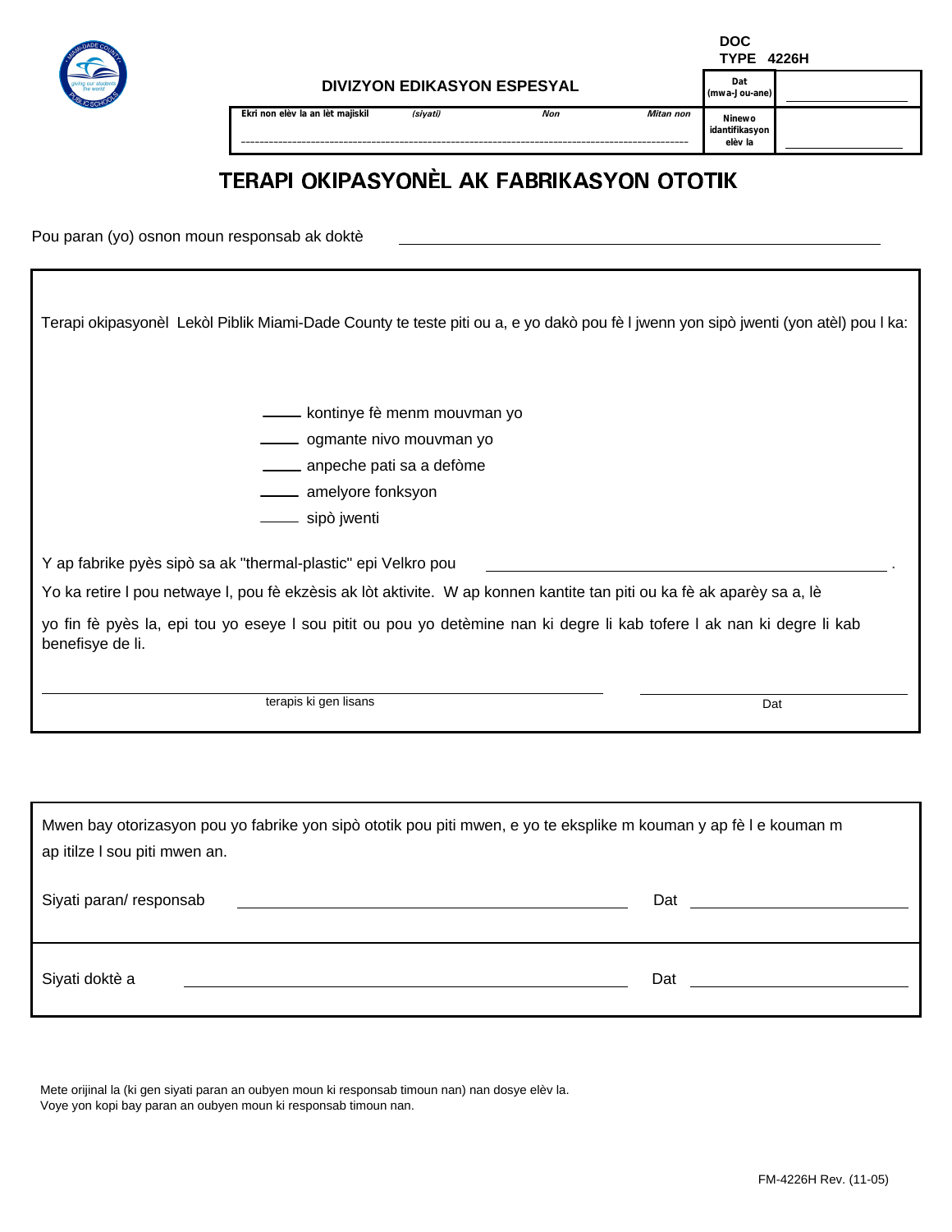DOC TYPE 4226H

**DIVIZYON EDIKASYON ESPESYAL**

| Ekri non elèv la an lèt majiskil *(siyati)* | *Non* | *Mitan non* | Dat (mwa-J ou-ane) | |
|---|---|---|---|---|
| | | | Ninewo idantifikasyon elèv la | |

# TERAPI OKIPASYONÈL AK FABRIKASYON OTOTIK

Pou paran (yo) osnon moun responsab ak doktè \_\_\_\_\_\_\_\_\_\_\_\_\_\_\_\_\_\_\_\_\_\_\_\_\_\_\_\_\_\_\_\_\_\_\_\_\_\_\_\_

Terapi okipasyonèl Lekòl Piblik Miami-Dade County te teste piti ou a, e yo dakò pou fè l jwenn yon sipò jwenti (yon atèl) pou l ka:

\_\_\_\_ kontinye fè menm mouvman yo
\_\_\_\_ ogmante nivo mouvman yo
\_\_\_\_ anpeche pati sa a defòme
\_\_\_\_ amelyore fonksyon
\_\_\_\_ sipò jwenti

Y ap fabrike pyès sipò sa ak "thermal-plastic" epi Velkro pou \_\_\_\_\_\_\_\_\_\_\_\_\_\_\_\_\_\_\_\_\_\_\_\_\_\_\_\_\_\_\_\_\_\_\_\_\_\_\_\_.

Yo ka retire l pou netwaye l, pou fè ekzèsis ak lòt aktivite. W ap konnen kantite tan piti ou ka fè ak aparèy sa a, lè

yo fin fè pyès la, epi tou yo eseye l sou pitit ou pou yo detèmine nan ki degre li kab tofere l ak nan ki degre li kab benefisye de li.

\_\_\_\_\_\_\_\_\_\_\_\_\_\_\_\_\_\_\_\_\_\_\_\_\_\_\_\_\_\_\_\_\_\_ \_\_\_\_\_\_\_\_\_\_\_\_\_\_\_\_\_\_
terapis ki gen lisans Dat

Mwen bay otorizasyon pou yo fabrike yon sipò ototik pou piti mwen, e yo te eksplike m kouman y ap fè l e kouman m ap itilze l sou piti mwen an.

Siyati paran/ responsab \_\_\_\_\_\_\_\_\_\_\_\_\_\_\_\_\_\_\_\_\_\_\_\_\_\_\_\_\_\_ Dat \_\_\_\_\_\_\_\_\_\_\_\_\_\_\_\_

Siyati doktè a \_\_\_\_\_\_\_\_\_\_\_\_\_\_\_\_\_\_\_\_\_\_\_\_\_\_\_\_\_\_ Dat \_\_\_\_\_\_\_\_\_\_\_\_\_\_\_\_

Mete orijinal la (ki gen siyati paran an oubyen moun ki responsab timoun nan) nan dosye elèv la.
Voye yon kopi bay paran an oubyen moun ki responsab timoun nan.

FM-4226H Rev. (11-05)